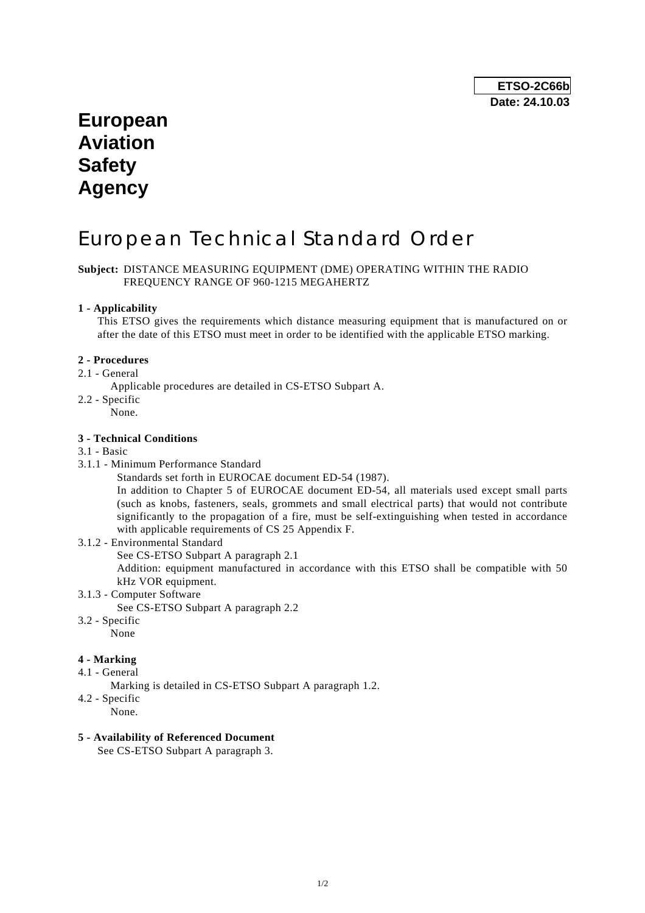**ETSO-2C66b**
**Date: 24.10.03**

# European Aviation Safety Agency

# European Technical Standard Order

**Subject:** DISTANCE MEASURING EQUIPMENT (DME) OPERATING WITHIN THE RADIO FREQUENCY RANGE OF 960-1215 MEGAHERTZ

**1 - Applicability**

This ETSO gives the requirements which distance measuring equipment that is manufactured on or after the date of this ETSO must meet in order to be identified with the applicable ETSO marking.

**2 - Procedures**

2.1 - General

Applicable procedures are detailed in CS-ETSO Subpart A.

2.2 - Specific

None.

**3 - Technical Conditions**

3.1 - Basic

3.1.1 - Minimum Performance Standard

Standards set forth in EUROCAE document ED-54 (1987).

In addition to Chapter 5 of EUROCAE document ED-54, all materials used except small parts (such as knobs, fasteners, seals, grommets and small electrical parts) that would not contribute significantly to the propagation of a fire, must be self-extinguishing when tested in accordance with applicable requirements of CS 25 Appendix F.

3.1.2 - Environmental Standard

See CS-ETSO Subpart A paragraph 2.1

Addition: equipment manufactured in accordance with this ETSO shall be compatible with 50 kHz VOR equipment.

3.1.3 - Computer Software

See CS-ETSO Subpart A paragraph 2.2

3.2 - Specific

None

**4 - Marking**

4.1 - General

Marking is detailed in CS-ETSO Subpart A paragraph 1.2.

4.2 - Specific

None.

**5 - Availability of Referenced Document**

See CS-ETSO Subpart A paragraph 3.